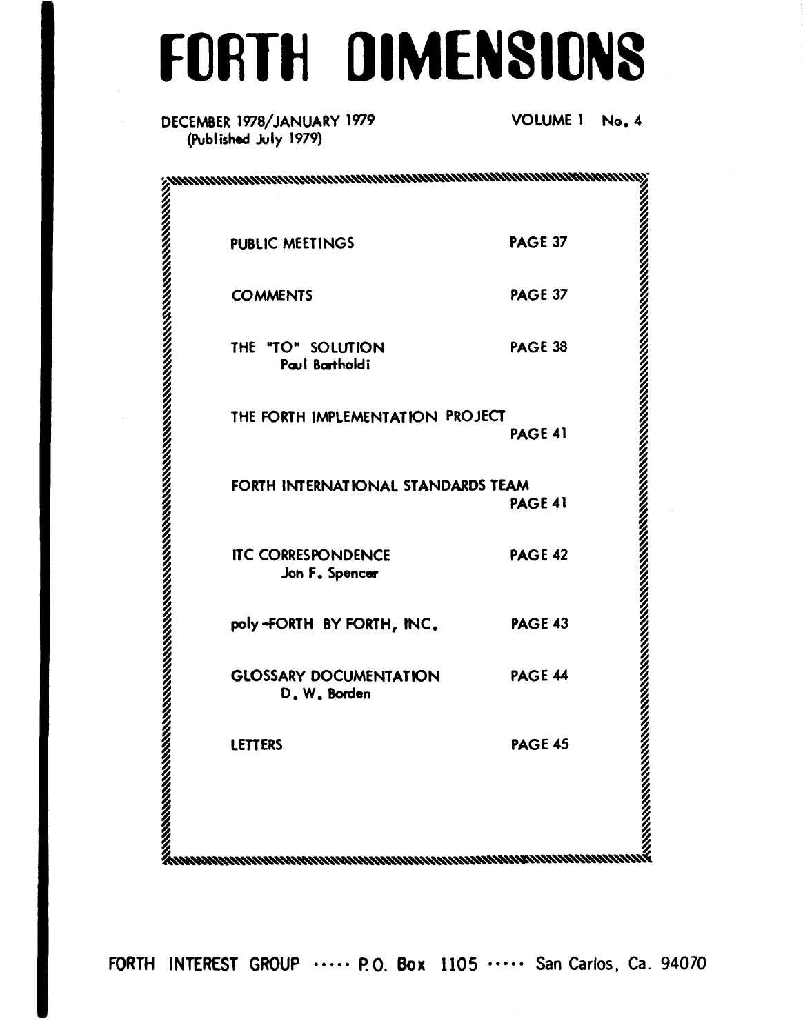# FORTH DIMENSIONS

DECEMBER 1978/JANUARY 1979
(Published July 1979)

VOLUME 1 No. 4

| | |
|---|---|
| PUBLIC MEETINGS | PAGE 37 |
| COMMENTS | PAGE 37 |
| THE "TO" SOLUTION<br>Paul Bartholdi | PAGE 38 |
| THE FORTH IMPLEMENTATION PROJECT | PAGE 41 |
| FORTH INTERNATIONAL STANDARDS TEAM | PAGE 41 |
| ITC CORRESPONDENCE<br>Jon F. Spencer | PAGE 42 |
| poly-FORTH BY FORTH, INC. | PAGE 43 |
| GLOSSARY DOCUMENTATION<br>D. W. Borden | PAGE 44 |
| LETTERS | PAGE 45 |

FORTH INTEREST GROUP ····· P.O. Box 1105 ····· San Carlos, Ca. 94070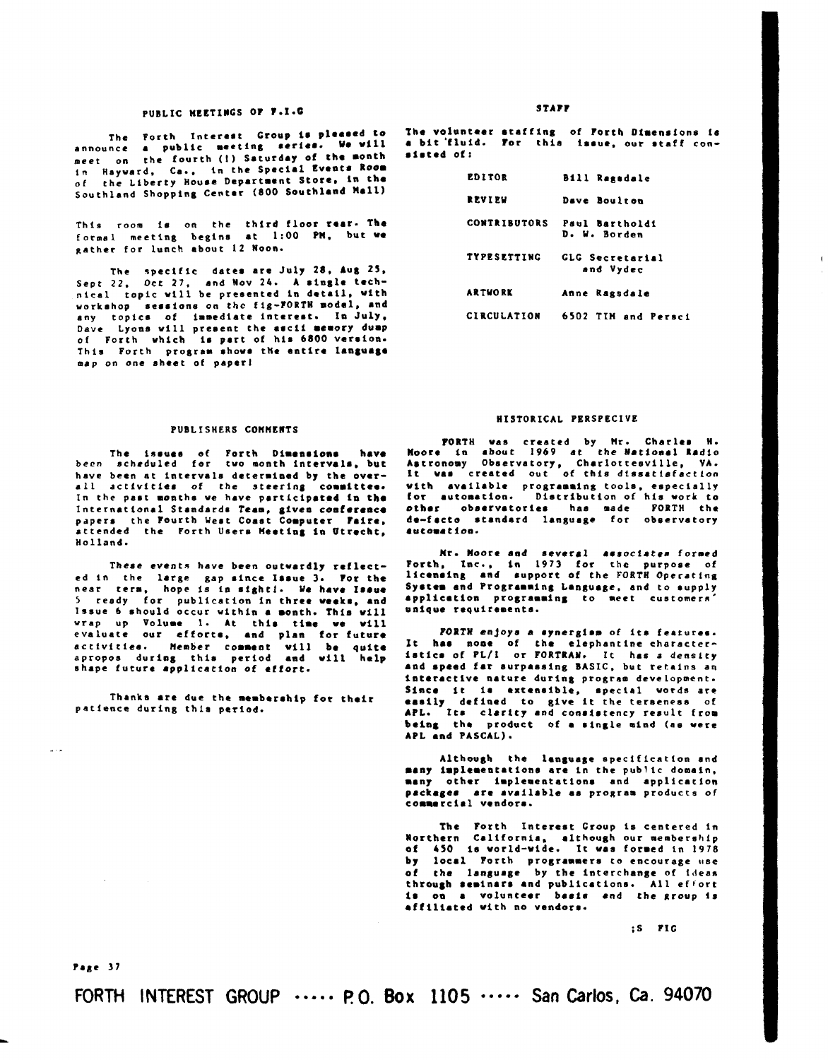## PUBLIC MEETINGS OF F.I.G

The Forth Interest Group is pleased to announce a public meeting series. We will meet on the fourth (!) Saturday of the month in Hayward, Ca., in the Special Events Room of the Liberty House Department Store, in the Southland Shopping Center (800 Southland Mall)

This room is on the third floor rear. The formal meeting begins at 1:00 PM, but we gather for lunch about 12 Noon.

The specific dates are July 28, Aug 25, Sept 22, Oct 27, and Nov 24. A single technical topic will be presented in detail, with workshop sessions on the fig-FORTH model, and any topics of immediate interest. In July, Dave Lyons will present the ascii memory dump of Forth which is part of his 6800 version. This Forth program shows tHe entire language map on one sheet of paper!

## STAFF

The volunteer staffing of Forth Dimensions is a bit fluid. For this issue, our staff consisted of:

| | |
|---|---|
| EDITOR | Bill Ragsdale |
| REVIEW | Dave Boulton |
| CONTRIBUTORS | Paul Bartholdi<br>D. W. Borden |
| TYPESETTING | GLG Secretarial and Vydec |
| ARTWORK | Anne Ragsdale |
| CIRCULATION | 6502 TIM and Persci |

## PUBLISHERS COMMENTS

The issues of Forth Dimensions have been scheduled for two month intervals, but have been at intervals determined by the overall activities of the steering committee. In the past months we have participated in the International Standards Team, given conference papers the Fourth West Coast Computer Faire, attended the Forth Users Meeting in Utrecht, Holland.

These events have been outwardly reflected in the large gap since Issue 3. For the near term, hope is in sight!. We have Issue 5 ready for publication in three weeks, and Issue 6 should occur within a month. This will wrap up Volume 1. At this time we will evaluate our efforts, and plan for future activities. Member comment will be quite apropos during this period and will help shape future application of effort.

Thanks are due the membership for their patience during this period.

## HISTORICAL PERSPECIVE

FORTH was created by Mr. Charles H. Moore in about 1969 at the National Radio Astronomy Observatory, Charlottesville, VA. It was created out of this dissatisfaction with available programming tools, especially for automation. Distribution of his work to other observatories has made FORTH the de-facto standard language for observatory automation.

Mr. Moore and several associates formed Forth, Inc., in 1973 for the purpose of licensing and support of the FORTH Operating System and Programming Language, and to supply application programming to meet customers' unique requirements.

FORTH enjoys a synergism of its features. It has none of the elephantine characteristics of PL/I or FORTRAN. It has a density and speed far surpassing BASIC, but retains an interactive nature during program development. Since it is extensible, special words are easily defined to give it the terseness of APL. Its clarity and consistency result from being the product of a single mind (as were APL and PASCAL).

Although the language specification and many implementations are in the public domain, many other implementations and application packages are available as program products of commercial vendors.

The Forth Interest Group is centered in Northern California, although our membership of 450 is world-wide. It was formed in 1978 by local Forth programmers to encourage use of the language by the interchange of ideas through seminars and publications. All effort is on a volunteer basis and the group is affiliated with no vendors.

;S FIG

FORTH INTEREST GROUP ····· P.O. Box 1105 ····· San Carlos, Ca. 94070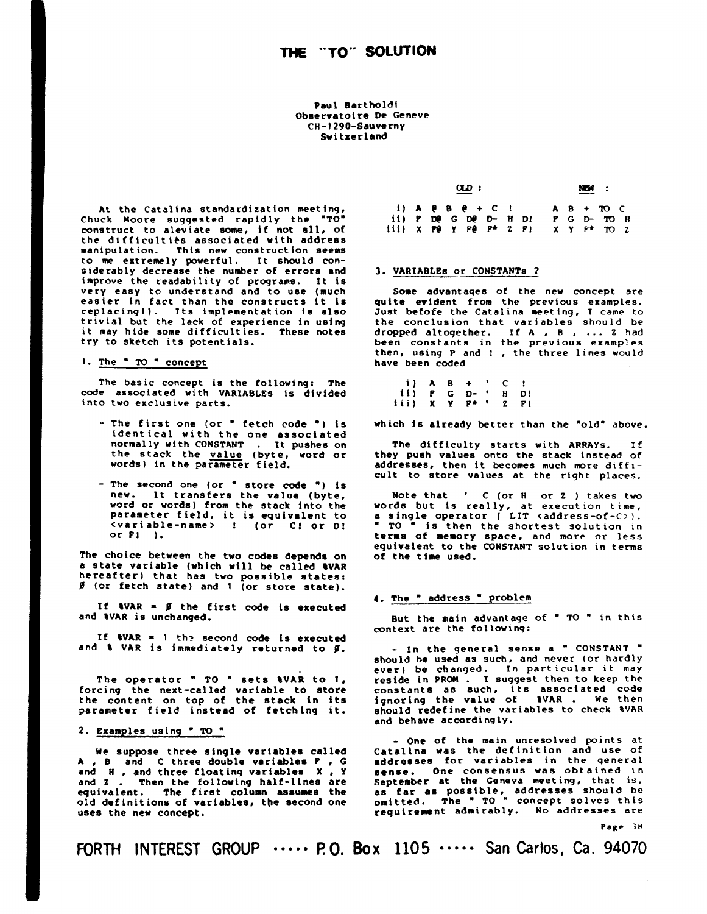# THE "TO" SOLUTION

Paul Bartholdi
Observatoire De Geneve
CH-1290-Sauverny
Switzerland

At the Catalina standardization meeting, Chuck Moore suggested rapidly the "TO" construct to aleviate some, if not all, of the difficulties associated with address manipulation. This new construction seems to me extremely powerful. It should considerably decrease the number of errors and improve the readability of programs. It is very easy to understand and to use (much easier in fact than the constructs it is replacing!). Its implementation is also trivial but the lack of experience in using it may hide some difficulties. These notes try to sketch its potentials.

## 1. The " TO " concept

The basic concept is the following: The code associated with VARIABLEs is divided into two exclusive parts.

- The first one (or " fetch code ") is identical with the one associated normally with CONSTANT . It pushes on the stack the value (byte, word or words) in the parameter field.

- The second one (or " store code ") is new. It transfers the value (byte, word or words) from the stack into the parameter field, it is equivalent to <variable-name> ! (or C! or D! or F! ).

The choice between the two codes depends on a state variable (which will be called %VAR hereafter) that has two possible states: Ø (or fetch state) and 1 (or store state).

If %VAR = Ø the first code is executed and %VAR is unchanged.

If %VAR = 1 the second code is executed and % VAR is immediately returned to Ø.

The operator " TO " sets %VAR to 1, forcing the next-called variable to store the content on top of the stack in its parameter field instead of fetching it.

## 2. Examples using " TO "

We suppose three single variables called A , B and C three double variables F , G and H , and three floating variables X , Y and Z . Then the following half-lines are equivalent. The first column assumes the old definitions of variables, the second one uses the new concept.

```
        OLD :                     NEW :

 i)  A @ B @ + C !           A B + TO C
ii)  F D@ G D@ D- H D!       F G D- TO H
iii) X F@ Y F@ F* Z F!       X Y F* TO Z
```

## 3. VARIABLEs or CONSTANTs ?

Some advantages of the new concept are quite evident from the previous examples. Just before the Catalina meeting, I came to the conclusion that variables should be dropped altogether. If A , B , ... Z had been constants in the previous examples then, using P and ! , the three lines would have been coded

```
 i)  A B + ' C !
ii)  F G D- ' H D!
iii) X Y F* ' Z F!
```

which is already better than the "old" above.

The difficulty starts with ARRAYs. If they push values onto the stack instead of addresses, then it becomes much more difficult to store values at the right places.

Note that ' C (or H or Z ) takes two words but is really, at execution time, a single operator ( LIT <address-of-C>). " TO " is then the shortest solution in terms of memory space, and more or less equivalent to the CONSTANT solution in terms of the time used.

## 4. The " address " problem

But the main advantage of " TO " in this context are the following:

- In the general sense a " CONSTANT " should be used as such, and never (or hardly ever) be changed. In particular it may reside in PROM . I suggest then to keep the constants as such, its associated code ignoring the value of %VAR . We then should redefine the variables to check %VAR and behave accordingly.

- One of the main unresolved points at Catalina was the definition and use of addresses for variables in the general sense. One consensus was obtained in September at the Geneva meeting, that is, as far as possible, addresses should be omitted. The " TO " concept solves this requirement admirably. No addresses are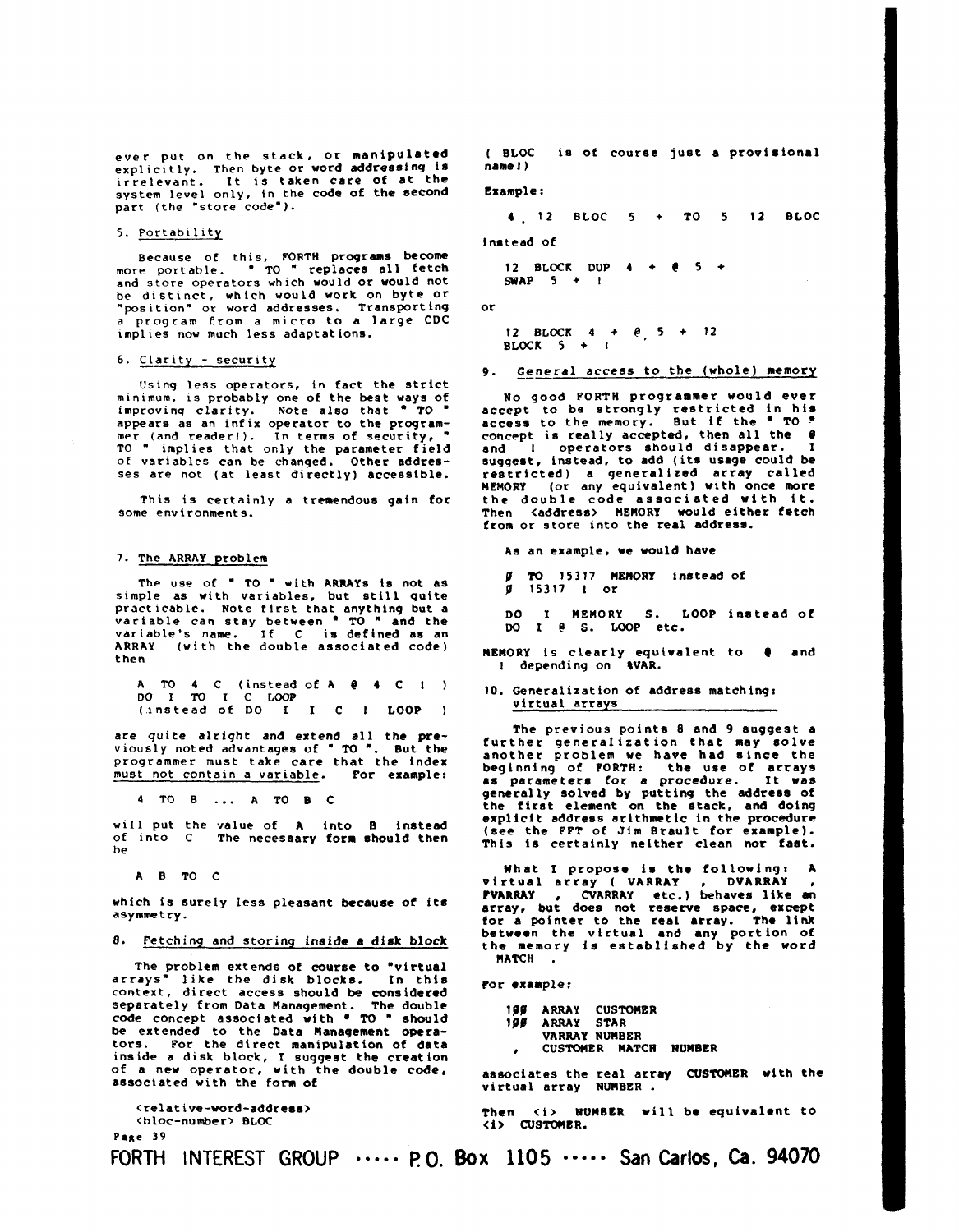ever put on the stack, or manipulated explicitly. Then byte or word addressing is irrelevant. It is taken care of at the system level only, in the code of the second part (the "store code").

5. Portability

Because of this, FORTH programs become more portable. " TO " replaces all fetch and store operators which would or would not be distinct, which would work on byte or "position" or word addresses. Transporting a program from a micro to a large CDC implies now much less adaptations.

6. Clarity - security

Using less operators, in fact the strict minimum, is probably one of the best ways of improving clarity. Note also that " TO " appears as an infix operator to the programmer (and reader!). In terms of security, " TO " implies that only the parameter field of variables can be changed. Other addresses are not (at least directly) accessible.

This is certainly a tremendous gain for some environments.

7. The ARRAY problem

The use of " TO " with ARRAYs is not as simple as with variables, but still quite practicable. Note first that anything but a variable can stay between " TO " and the variable's name. If C is defined as an ARRAY (with the double associated code) then

```
A TO 4 C (instead of A @ 4 C ! )
DO I TO I C LOOP
(instead of DO I I C ! LOOP )
```

are quite alright and extend all the previously noted advantages of " TO ". But the programmer must take care that the index must not contain a variable. For example:

```
4 TO B ... A TO B C
```

will put the value of A into B instead of into C The necessary form should then be

```
A B TO C
```

which is surely less pleasant because of its asymmetry.

8. Fetching and storing inside a disk block

The problem extends of course to "virtual arrays" like the disk blocks. In this context, direct access should be considered separately from Data Management. The double code concept associated with " TO " should be extended to the Data Management operators. For the direct manipulation of data inside a disk block, I suggest the creation of a new operator, with the double code, associated with the form of

```
<relative-word-address>
<bloc-number> BLOC
```

( BLOC is of course just a provisional name!)

Example:

```
4 , 12 BLOC 5 + TO 5 12 BLOC
```

instead of

```
12 BLOCK DUP 4 + @ 5 +
SWAP 5 + !
```

or

```
12 BLOCK 4 + @ 5 + 12
BLOCK 5 + !
```

9. General access to the (whole) memory

No good FORTH programmer would ever accept to be strongly restricted in his access to the memory. But if the " TO " concept is really accepted, then all the @ and ! operators should disappear. I suggest, instead, to add (its usage could be restricted) a generalized array called MEMORY (or any equivalent) with once more the double code associated with it. Then <address> MEMORY would either fetch from or store into the real address.

As an example, we would have

```
Ø TO 15317 MEMORY instead of
Ø 15317 ! or

DO I MEMORY S. LOOP instead of
DO I @ S. LOOP etc.
```

MEMORY is clearly equivalent to @ and ! depending on $VAR.

10. Generalization of address matching: virtual arrays

The previous points 8 and 9 suggest a further generalization that may solve another problem we have had since the beginning of FORTH: the use of arrays as parameters for a procedure. It was generally solved by putting the address of the first element on the stack, and doing explicit address arithmetic in the procedure (see the FFT of Jim Brault for example). This is certainly neither clean nor fast.

What I propose is the following: A virtual array ( VARRAY , DVARRAY , FVARRAY , CVARRAY etc.) behaves like an array, but does not reserve space, except for a pointer to the real array. The link between the virtual and any portion of the memory is established by the word MATCH .

For example:

```
1ØØ ARRAY CUSTOMER
1ØØ ARRAY STAR
    VARRAY NUMBER
  , CUSTOMER MATCH NUMBER
```

associates the real array CUSTOMER with the virtual array NUMBER .

Then <i> NUMBER will be equivalent to <i> CUSTOMER.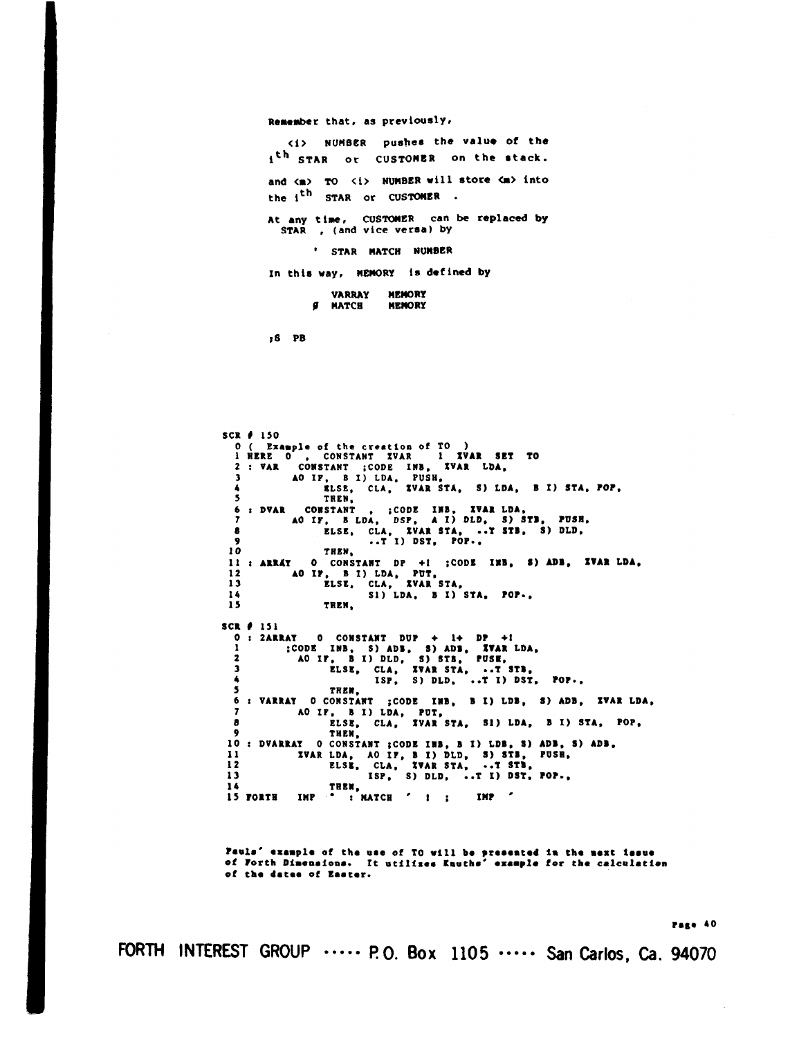Remember that, as previously,

<i> NUMBER pushes the value of the $i^{th}$ STAR or CUSTOMER on the stack.

and <m> TO <i> NUMBER will store <m> into the $i^{th}$ STAR or CUSTOMER .

At any time, CUSTOMER can be replaced by STAR , (and vice versa) by

```
' STAR MATCH NUMBER
```

In this way, MEMORY is defined by

```
  VARRAY  MEMORY
Ø MATCH   MEMORY
```

;S PB

```
SCR # 150
  0 (  Example of the creation of TO  )
  1 HERE 0  ,  CONSTANT  %VAR    1  %VAR  SET  TO
  2 : VAR   CONSTANT  ;CODE  INB,  %VAR  LDA,
  3       A0 IF,  B I) LDA,  PUSH,
  4            ELSE,  CLA,  %VAR STA,  S) LDA,  B I) STA,  POP,
  5            THEN,
  6 : DVAR   CONSTANT  ,  ;CODE  INB,  %VAR LDA,
  7       A0 IF,  B LDA,  DSP,  A I) DLD,  S) STB,  PUSH,
  8            ELSE,  CLA,  %VAR STA,  ..T STB,  S) DLD,
  9                  ..T I) DST,  POP.,
 10            THEN,
 11 : ARRAY   0  CONSTANT  DP  +!  ;CODE  INB,  S) ADB,  %VAR LDA,
 12       A0 IF,  B I) LDA,  PUT,
 13            ELSE,  CLA,  %VAR STA,
 14                  S1) LDA,  B I) STA,  POP.,
 15            THEN,

SCR # 151
  0 : 2ARRAY   0  CONSTANT  DUP  +  1+  DP  +!
  1       ;CODE  INB,  S) ADB,  S) ADB,  %VAR LDA,
  2        A0 IF,  B I) DLD,  S) STB,  PUSH,
  3             ELSE,  CLA,  %VAR STA,  ..T STB,
  4                   ISP,  S) DLD,  ..T I) DST,  POP.,
  5             THEN,
  6 : VARRAY  0 CONSTANT  ;CODE  INB,  B I) LDB,  S) ADB,  %VAR LDA,
  7       A0 IF,  B I) LDA,  PUT,
  8             ELSE,  CLA,  %VAR STA,  S1) LDA,  B I) STA,  POP,
  9             THEN,
 10 : DVARRAY  0 CONSTANT ;CODE INB, B I) LDB, S) ADB, S) ADB,
 11       %VAR LDA,  A0 IF, B I) DLD,  S) STB,  PUSH,
 12             ELSE,  CLA,  %VAR STA,  ..T STB,
 13                   ISP,  S) DLD,  ..T I) DST, POP.,
 14             THEN,
 15 FORTH   IMP  '  : MATCH  '  !  ;    IMP  '
```

Pauls' example of the use of TO will be presented in the next issue of Forth Dimensions. It utilizes Knuths' example for the calculation of the dates of Easter.

FORTH INTEREST GROUP ····· P.O. Box 1105 ····· San Carlos, Ca. 94070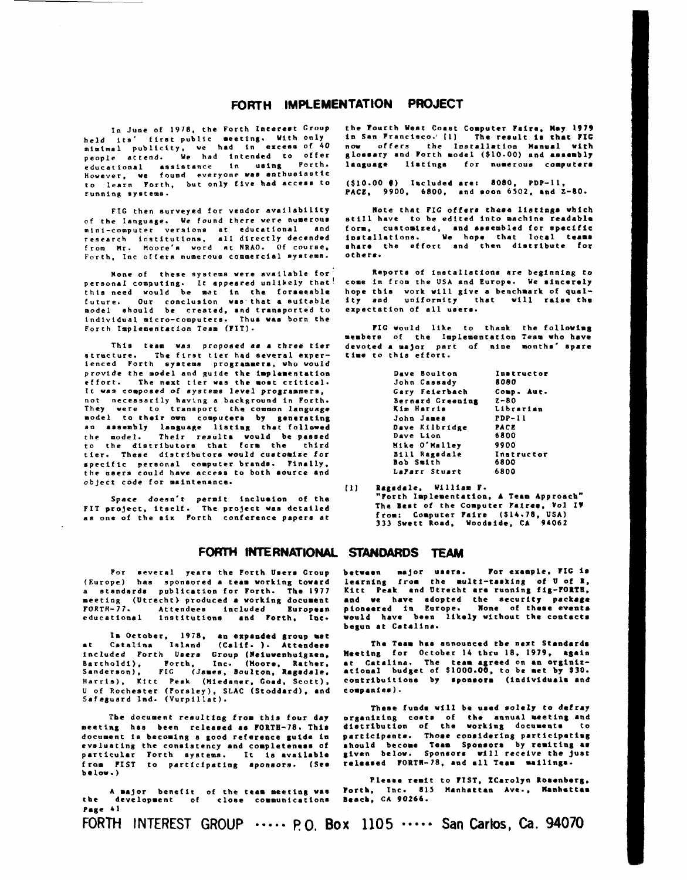## FORTH IMPLEMENTATION PROJECT

In June of 1978, the Forth Interest Group held its' first public meeting. With only minimal publicity, we had in excess of 40 people attend. We had intended to offer educational assistance in using Forth. However, we found everyone was enthusiastic to learn Forth, but only five had access to running systems.

FIG then surveyed for vendor availability of the language. We found there were numerous mini-computer versions at educational and research institutions, all directly decended from Mr. Moore's word at NRAO. Of course, Forth, Inc offers numerous commercial systems.

None of these systems were available for personal computing. It appeared unlikely that this need would be met in the forseeable future. Our conclusion was that a suitable model should be created, and transported to individual micro-computers. Thus was born the Forth Implementation Team (FIT).

This team was proposed as a three tier structure. The first tier had several experienced Forth systems programmers, who would provide the model and guide the implementation effort. The next tier was the most critical. It was composed of systems level programmers, not necessarily having a background in Forth. They were to transport the common language model to their own computers by generating an assembly language listing that followed the model. Their results would be passed to the distributors that form the third tier. These distributors would customize for specific personal computer brands. Finally, the users could have access to both source and object code for maintenance.

Space doesn't permit inclusion of the FIT project, itself. The project was detailed as one of the six Forth conference papers at the Fourth West Coast Computer Faire, May 1979 in San Francisco. [1] The result is that FIG now offers the Installation Manual with glossary and Forth model ($10.00) and assembly language listings for numerous computers

($10.00 @) Included are: 8080, PDP-11, PACE, 9900, 6800, and soon 6502, and Z-80.

Note that FIG offers these listings which still have to be edited into machine readable form, customized, and assembled for specific installations. We hope that local teams share the effort and then distribute for others.

Reports of installations are beginning to come in from the USA and Europe. We sincerely hope this work will give a benchmark of quality and uniformity that will raise the expectation of all users.

FIG would like to thank the following members of the Implementation Team who have devoted a major part of nine months' spare time to this effort.

| | |
|---|---|
| Dave Boulton | Instructor |
| John Cassady | 8080 |
| Gary Feierbach | Comp. Aut. |
| Bernard Greening | Z-80 |
| Kim Harris | Librarian |
| John James | PDP-11 |
| Dave Kilbridge | PACE |
| Dave Lion | 6800 |
| Mike O'Malley | 9900 |
| Bill Ragsdale | Instructor |
| Bob Smith | 6800 |
| LaFarr Stuart | 6800 |

[1] Ragsdale, William F. "Forth Implementation, A Team Approach" The Best of the Computer Faires, Vol IV from: Computer Faire ($14.78, USA) 333 Swett Road, Woodside, CA 94062

## FORTH INTERNATIONAL STANDARDS TEAM

For several years the Forth Users Group (Europe) has sponsored a team working toward a standards publication for Forth. The 1977 meeting (Utrecht) produced a working document FORTH-77. Attendees included European educational institutions and Forth, Inc.

In October, 1978, an expanded group met at Catalina Island (Calif.). Attendees included Forth Users Group (Neiuvenhuigzen, Bartholdi), Forth, Inc. (Moore, Rather, Sanderson), FIG (James, Boulton, Ragsdale, Harris), Kitt Peak (Miedaner, Goad, Scott), U of Rochester (Forsley), SLAC (Stoddard), and Safeguard Ind. (Vurpillat).

The document resulting from this four day meeting has been released as FORTH-78. This document is becoming a good reference guide in evaluating the consistency and completeness of particular Forth systems. It is available from FIST to participating sponsors. (See below.)

A major benefit of the team meeting was the development of close communications between major users. For example, FIG is learning from the multi-tasking of U of R, Kitt Peak and Utrecht are running fig-FORTH, and we have adopted the security package pioneered in Europe. None of these events would have been likely without the contacts begun at Catalina.

The Team has announced the next Standards Meeting for October 14 thru 18, 1979, again at Catalina. The team agreed on an orginizational budget of $1000.00, to be met by $30. contribuitions by sponsors (individuals and companies).

These funds will be used solely to defray organizing costs of the annual meeting and distribution of the working documents to participants. Those considering participating should become Team Sponsors by remiting as given below. Sponsors will receive the just released FORTH-78, and all Team mailings.

Please remit to FIST, %Carolyn Rosenberg, Forth, Inc. 815 Manhattan Ave., Manhattan Beach, CA 90266.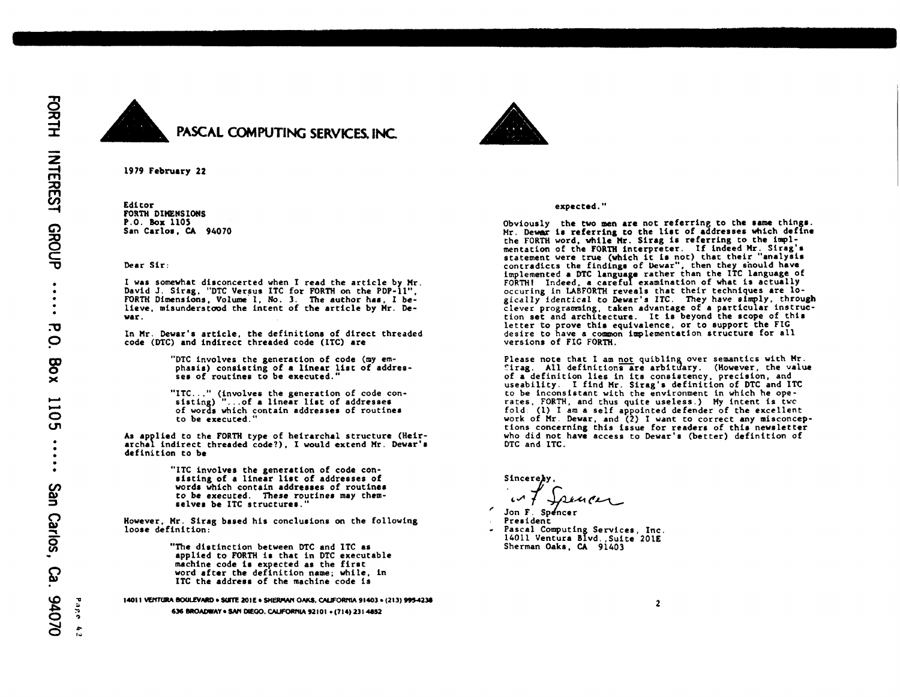**PASCAL COMPUTING SERVICES, INC.**

1979 February 22

Editor
FORTH DIMENSIONS
P.O. Box 1105
San Carlos, CA 94070

Dear Sir:

I was somewhat disconcerted when I read the article by Mr. David J. Sirag, "DTC Versus ITC for FORTH on the PDP-11", FORTH Dimensions, Volume 1, No. 3. The author has, I believe, misunderstood the intent of the article by Mr. Dewar.

In Mr. Dewar's article, the definitions of direct threaded code (DTC) and indirect threaded code (ITC) are

> "DTC involves the generation of code (my emphasis) consisting of a linear list of addresses of routines to be executed."

> "ITC..." (involves the generation of code consisting) "...of a linear list of addresses of words which contain addresses of routines to be executed."

As applied to the FORTH type of heirarchal structure (Heirarchal indirect threaded code?), I would extend Mr. Dewar's definition to be

> "ITC involves the generation of code consisting of a linear list of addresses of words which contain addresses of routines to be executed. These routines may themselves be ITC structures."

However, Mr. Sirag based his conclusions on the following loose definition:

> "The distinction between DTC and ITC as applied to FORTH is that in DTC executable machine code is expected as the first word after the definition name; while, in ITC the address of the machine code is expected."

Obviously the two men are not referring to the same things. Mr. Dewar is referring to the list of addresses which define the FORTH word, while Mr. Sirag is referring to the implmentation of the FORTH interpreter. If indeed Mr. Sirag's statement were true (which it is not) that their "analysis contradicts the findings of Dewar", then they should have implemented a DTC language rather than the ITC language of FORTH! Indeed, a careful examination of what is actually occuring in LABFORTH reveals that their techniques are logically identical to Dewar's ITC. They have simply, through clever programming, taken advantage of a particular instruction set and architecture. It is beyond the scope of this letter to prove this equivalence, or to support the FIG desire to have a common implementation structure for all versions of FIG FORTH.

Please note that I am not quibling over semantics with Mr. Sirag. All definitions are arbitrary. (However, the value of a definition lies in its consistency, precision, and useability. I find Mr. Sirag's definition of DTC and ITC to be inconsistent with the environment in which he operates, FORTH, and thus quite useless.) My intent is two fold: (1) I am a self appointed defender of the excellent work of Mr. Dewar, and (2) I want to correct any misconceptions concerning this issue for readers of this newsletter who did not have access to Dewar's (better) definition of DTC and ITC.

Sincerely,

Jon F. Spencer
President
Pascal Computing Services, Inc.
14011 Ventura Blvd., Suite 201E
Sherman Oaks, CA 91403

14011 VENTURA BOULEVARD • SUITE 201E • SHERMAN OAKS, CALIFORNIA 91403 • (213) 995-4238
636 BROADWAY • SAN DIEGO, CALIFORNIA 92101 • (714) 231 4852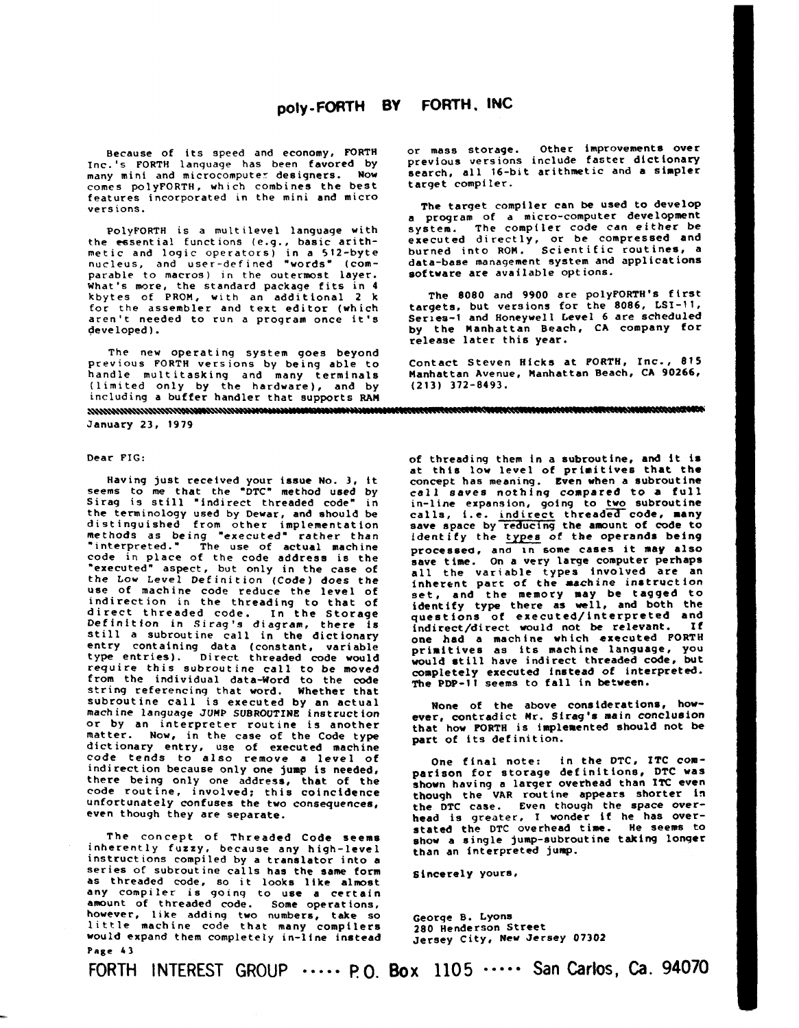## poly-FORTH BY FORTH, INC

Because of its speed and economy, FORTH Inc.'s FORTH language has been favored by many mini and microcomputer designers. Now comes polyFORTH, which combines the best features incorporated in the mini and micro versions.

PolyFORTH is a multilevel language with the essential functions (e.g., basic arithmetic and logic operators) in a 512-byte nucleus, and user-defined "words" (comparable to macros) in the outermost layer. What's more, the standard package fits in 4 kbytes of PROM, with an additional 2 k for the assembler and text editor (which aren't needed to run a program once it's developed).

The new operating system goes beyond previous FORTH versions by being able to handle multitasking and many terminals (limited only by the hardware), and by including a buffer handler that supports RAM or mass storage. Other improvements over previous versions include faster dictionary search, all 16-bit arithmetic and a simpler target compiler.

The target compiler can be used to develop a program of a micro-computer development system. The compiler code can either be executed directly, or be compressed and burned into ROM. Scientific routines, a data-base management system and applications software are available options.

The 8080 and 9900 are polyFORTH's first targets, but versions for the 8086, LSI-11, Series-1 and Honeywell Level 6 are scheduled by the Manhattan Beach, CA company for release later this year.

Contact Steven Hicks at FORTH, Inc., 815 Manhattan Avenue, Manhattan Beach, CA 90266, (213) 372-8493.

---

January 23, 1979

Dear FIG:

Having just received your issue No. 3, it seems to me that the "DTC" method used by Sirag is still "indirect threaded code" in the terminology used by Dewar, and should be distinguished from other implementation methods as being "executed" rather than "interpreted." The use of actual machine code in place of the code address is the "executed" aspect, but only in the case of the Low Level Definition (Code) does the use of machine code reduce the level of indirection in the threading to that of direct threaded code. In the Storage Definition in Sirag's diagram, there is still a subroutine call in the dictionary entry containing data (constant, variable type entries). Direct threaded code would require this subroutine call to be moved from the individual data-Word to the code string referencing that word. Whether that subroutine call is executed by an actual machine language *JUMP SUBROUTINE* instruction or by an interpreter routine is another matter. Now, in the case of the Code type dictionary entry, use of executed machine code tends to also remove a level of indirection because only one jump is needed, there being only one address, that of the code routine, involved; this coincidence unfortunately confuses the two consequences, even though they are separate.

The concept of Threaded Code seems inherently fuzzy, because any high-level instructions compiled by a translator into a series of subroutine calls has the same form as threaded code, so it looks like almost any compiler is going to use a certain amount of threaded code. Some operations, however, like adding two numbers, take so little machine code that many compilers would expand them completely in-line instead of threading them in a subroutine, and it is at this low level of primitives that the concept has meaning. Even when a subroutine call saves nothing compared to a full in-line expansion, going to two subroutine calls, i.e. indirect threaded code, many save space by reducing the amount of code to identify the types of the operands being processed, and in some cases it may also save time. On a very large computer perhaps all the variable types involved are an inherent part of the machine instruction set, and the memory may be tagged to identify type there as well, and both the questions of executed/interpreted and indirect/direct would not be relevant. If one had a machine which executed FORTH primitives as its machine language, you would still have indirect threaded code, but completely executed instead of interpreted. The PDP-11 seems to fall in between.

None of the above considerations, however, contradict Mr. Sirag's main conclusion that how FORTH is implemented should not be part of its definition.

One final note: in the DTC, ITC comparison for storage definitions, DTC was shown having a larger overhead than ITC even though the VAR routine appears shorter in the DTC case. Even though the space overhead is greater, I wonder if he has overstated the DTC overhead time. He seems to show a single jump-subroutine taking longer than an interpreted jump.

Sincerely yours,

George B. Lyons
280 Henderson Street
Jersey City, New Jersey 07302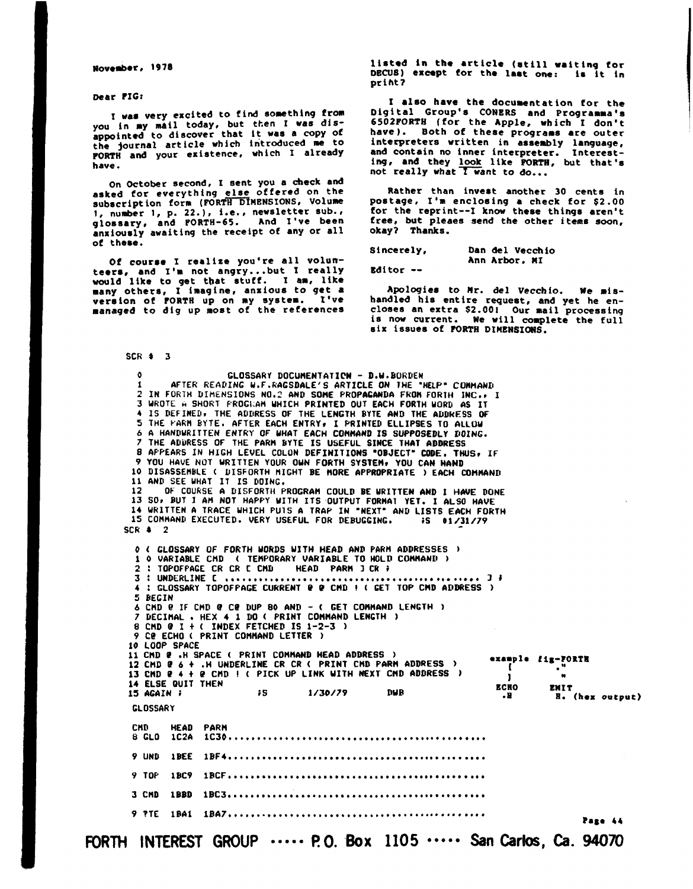November, 1978

Dear FIG:

I was very excited to find something from you in my mail today, but then I was disappointed to discover that it was a copy of the journal article which introduced me to FORTH and your existence, which I already have.

On October second, I sent you a check and asked for everything else offered on the subscription form (FORTH DIMENSIONS, Volume 1, number 1, p. 22.), i.e., newsletter sub., glossary, and FORTH-65. And I've been anxiously awaiting the receipt of any or all of these.

Of course I realize you're all volunteers, and I'm not angry...but I really would like to get that stuff. I am, like many others, I imagine, anxious to get a version of FORTH up on my system. I've managed to dig up most of the references listed in the article (still waiting for DECUS) except for the last one: is it in print?

I also have the documentation for the Digital Group's CONERS and Programma's 6502FORTH (for the Apple, which I don't have). Both of these programs are outer interpreters written in assembly language, and contain no inner interpreter. Interesting, and they *look* like FORTH, but that's not really what *I* want to do...

Rather than invest another 30 cents in postage, I'm enclosing a check for $2.00 for the reprint--I know these things aren't free, but pleaes send the other items soon, okay? Thanks.

Sincerely,
Dan del Vecchio
Ann Arbor, MI

Editor --

Apologies to Mr. del Vecchio. We mishandled his entire request, and yet he encloses an extra $2.00! Our mail processing is now current. We will complete the full six issues of FORTH DIMENSIONS.

```
SCR # 3

 0              GLOSSARY DOCUMENTATION - D.W.BORDEN
 1    AFTER READING W.F.RAGSDALE'S ARTICLE ON THE "HELP" COMMAND
 2 IN FORTH DIMENSIONS NO.2 AND SOME PROPAGANDA FROM FORTH INC., I
 3 WROTE A SHORT PROGRAM WHICH PRINTED OUT EACH FORTH WORD AS IT
 4 IS DEFINED, THE ADDRESS OF THE LENGTH BYTE AND THE ADDRESS OF
 5 THE PARM BYTE. AFTER EACH ENTRY, I PRINTED ELLIPSES TO ALLOW
 6 A HANDWRITTEN ENTRY OF WHAT EACH COMMAND IS SUPPOSEDLY DOING.
 7 THE ADDRESS OF THE PARM BYTE IS USEFUL SINCE THAT ADDRESS
 8 APPEARS IN HIGH LEVEL COLON DEFINITIONS "OBJECT" CODE. THUS, IF
 9 YOU HAVE NOT WRITTEN YOUR OWN FORTH SYSTEM, YOU CAN HAND
10 DISASSEMBLE ( DISFORTH MIGHT BE MORE APPROPRIATE ) EACH COMMAND
11 AND SEE WHAT IT IS DOING.
12    OF COURSE A DISFORTH PROGRAM COULD BE WRITTEN AND I HAVE DONE
13 SO, BUT I AM NOT HAPPY WITH ITS OUTPUT FORMAT YET. I ALSO HAVE
14 WRITTEN A TRACE WHICH PUTS A TRAP IN "NEXT" AND LISTS EACH FORTH
15 COMMAND EXECUTED. VERY USEFUL FOR DEBUGGING.     ;S  01/31/79
SCR # 2

 0 ( GLOSSARY OF FORTH WORDS WITH HEAD AND PARM ADDRESSES )
 1 0 VARIABLE CMD  ( TEMPORARY VARIABLE TO HOLD COMMAND )
 2 : TOPOFPAGE CR CR [ CMD    HEAD  PARM ] CR ;
 3 : UNDERLINE [ ............................................. ] ;
 4 : GLOSSARY TOPOFPAGE CURRENT @ @ CMD ! ( GET TOP CMD ADDRESS )
 5 BEGIN
 6 CMD @ IF CMD @ C@ DUP 80 AND - ( GET COMMAND LENGTH )
 7 DECIMAL . HEX 4 1 DO ( PRINT COMMAND LENGTH )
 8 CMD @ I + ( INDEX FETCHED IS 1-2-3 )
 9 C@ ECHO ( PRINT COMMAND LETTER )
10 LOOP SPACE
11 CMD @ .H SPACE ( PRINT COMMAND HEAD ADDRESS )
12 CMD @ 6 + .H UNDERLINE CR CR ( PRINT CMD PARM ADDRESS )
13 CMD @ 4 + @ CMD ! ( PICK UP LINK WITH NEXT CMD ADDRESS )
14 ELSE QUIT THEN
15 AGAIN ;              ;S        1/30/79        DWB
```

| example | fig-FORTH |
|---|---|
| [ | ." |
| ] | " |
| ECHO | EMIT |
| .H | H. (hex output) |

```
GLOSSARY

CMD    HEAD  PARM
8 GLO  1C2A  1C30.........................................

9 UND  1BEE  1BF4.........................................

9 TOP  1BC9  1BCF.........................................

3 CMD  1BBD  1BC3.........................................

9 ?TE  1BA1  1BA7.........................................
```

FORTH INTEREST GROUP ····· P.O. Box 1105 ····· San Carlos, Ca. 94070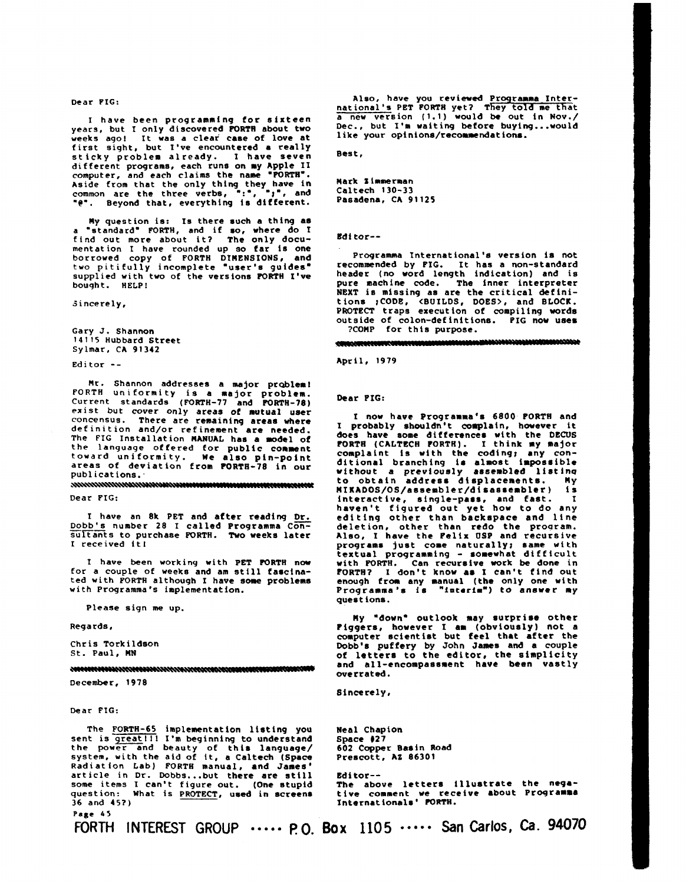Dear FIG:

I have been programming for sixteen years, but I only discovered FORTH about two weeks ago! It was a clear case of love at first sight, but I've encountered a really sticky problem already. I have seven different programs, each runs on my Apple II computer, and each claims the name "FORTH". Aside from that the only thing they have in common are the three verbs, ":", ";", and "@". Beyond that, everything is different.

My question is: Is there such a thing as a "standard" FORTH, and if so, where do I find out more about it? The only documentation I have rounded up so far is one borrowed copy of FORTH DIMENSIONS, and two pitifully incomplete "user's guides" supplied with two of the versions FORTH I've bought. HELP!

Sincerely,

Gary J. Shannon
14115 Hubbard Street
Sylmar, CA 91342

Editor --

Mr. Shannon addresses a major problem! FORTH uniformity is a major problem. Current standards (FORTH-77 and FORTH-78) exist but cover only areas of mutual user concensus. There are remaining areas where definition and/or refinement are needed. The FIG Installation MANUAL has a model of the language offered for public comment toward uniformity. We also pin-point areas of deviation from FORTH-78 in our publications.

---

Dear FIG:

I have an 8k PET and after reading Dr. Dobb's number 28 I called Programma Consultants to purchase FORTH. Two weeks later I received it!

I have been working with PET FORTH now for a couple of weeks and am still fascinated with FORTH although I have some problems with Programma's implementation.

Please sign me up.

Regards,

Chris Torkildson
St. Paul, MN

---

December, 1978

Dear FIG:

The FORTH-65 implementation listing you sent is great!!! I'm beginning to understand the power and beauty of this language/system, with the aid of it, a Caltech (Space Radiation Lab) FORTH manual, and James' article in Dr. Dobbs...but there are still some items I can't figure out. (One stupid question: What is PROTECT, used in screens 36 and 45?)

Also, have you reviewed Programma International's PET FORTH yet? They told me that a new version (1.1) would be out in Nov./Dec., but I'm waiting before buying...would like your opinions/recommendations.

Best,

Mark Zimmerman
Caltech 130-33
Pasadena, CA 91125

Editor--

Programma International's version is not recommended by FIG. It has a non-standard header (no word length indication) and is pure machine code. The inner interpreter NEXT is missing as are the critical definitions ;CODE, <BUILDS, DOES>, and BLOCK. PROTECT traps execution of compiling words outside of colon-definitions. FIG now uses ?COMP for this purpose.

---

April, 1979

Dear FIG:

I now have Programma's 6800 FORTH and I probably shouldn't complain, however it does have some differences with the DECUS FORTH (CALTECH FORTH). I think my major complaint is with the coding; any conditional branching is almost impossible without a previously assembled listing to obtain address displacements. My MIKADOS/OS/assembler/disassembler) is interactive, single-pass, and fast. I haven't figured out yet how to do any editing other than backspace and line deletion, other than redo the program. Also, I have the Felix USP and recursive programs just come naturally; same with textual programming - somewhat difficult with FORTH. Can recursive work be done in FORTH? I don't know as I can't find out enough from any manual (the only one with Programma's is "interim") to answer my questions.

My "down" outlook may surprise other Figgers, however I am (obviously) not a computer scientist but feel that after the Dobb's puffery by John James and a couple of letters to the editor, the simplicity and all-encompassment have been vastly overrated.

Sincerely,

Neal Chapion
Space #27
602 Copper Basin Road
Prescott, AZ 86301

Editor--
The above letters illustrate the negative comment we receive about Programma Internationals' FORTH.

FORTH INTEREST GROUP ····· P.O. Box 1105 ····· San Carlos, Ca. 94070